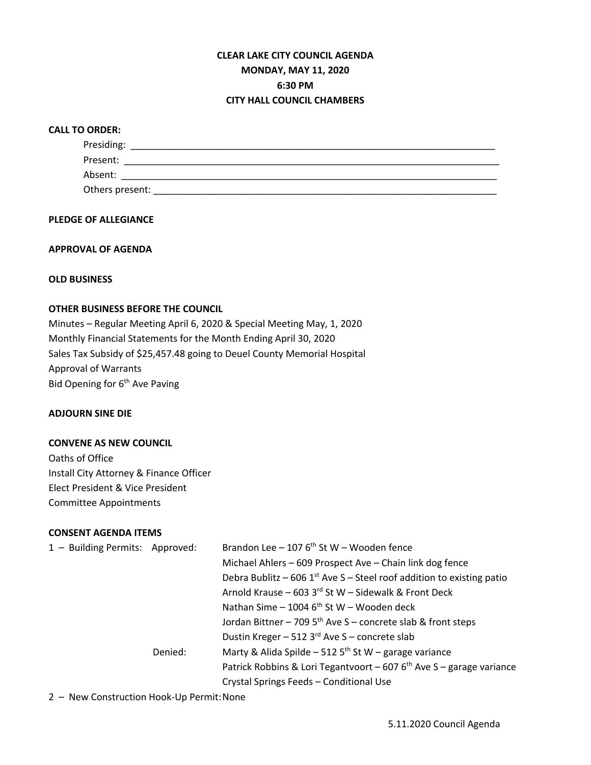# CLEAR LAKE CITY COUNCIL AGENDA
## MONDAY, MAY 11, 2020
## 6:30 PM
## CITY HALL COUNCIL CHAMBERS

**CALL TO ORDER:**

Presiding: ___________________________________________

Present: ___________________________________________

Absent: ___________________________________________

Others present: ___________________________________________

**PLEDGE OF ALLEGIANCE**

**APPROVAL OF AGENDA**

**OLD BUSINESS**

**OTHER BUSINESS BEFORE THE COUNCIL**

Minutes – Regular Meeting April 6, 2020 & Special Meeting May, 1, 2020
Monthly Financial Statements for the Month Ending April 30, 2020
Sales Tax Subsidy of $25,457.48 going to Deuel County Memorial Hospital
Approval of Warrants
Bid Opening for 6th Ave Paving

**ADJOURN SINE DIE**

**CONVENE AS NEW COUNCIL**

Oaths of Office
Install City Attorney & Finance Officer
Elect President & Vice President
Committee Appointments

**CONSENT AGENDA ITEMS**

1 – Building Permits: Approved:
- Brandon Lee – 107 6th St W – Wooden fence
- Michael Ahlers – 609 Prospect Ave – Chain link dog fence
- Debra Bublitz – 606 1st Ave S – Steel roof addition to existing patio
- Arnold Krause – 603 3rd St W – Sidewalk & Front Deck
- Nathan Sime – 1004 6th St W – Wooden deck
- Jordan Bittner – 709 5th Ave S – concrete slab & front steps
- Dustin Kreger – 512 3rd Ave S – concrete slab

Denied:
- Marty & Alida Spilde – 512 5th St W – garage variance
- Patrick Robbins & Lori Tegantvoort – 607 6th Ave S – garage variance
- Crystal Springs Feeds – Conditional Use

2 – New Construction Hook-Up Permit: None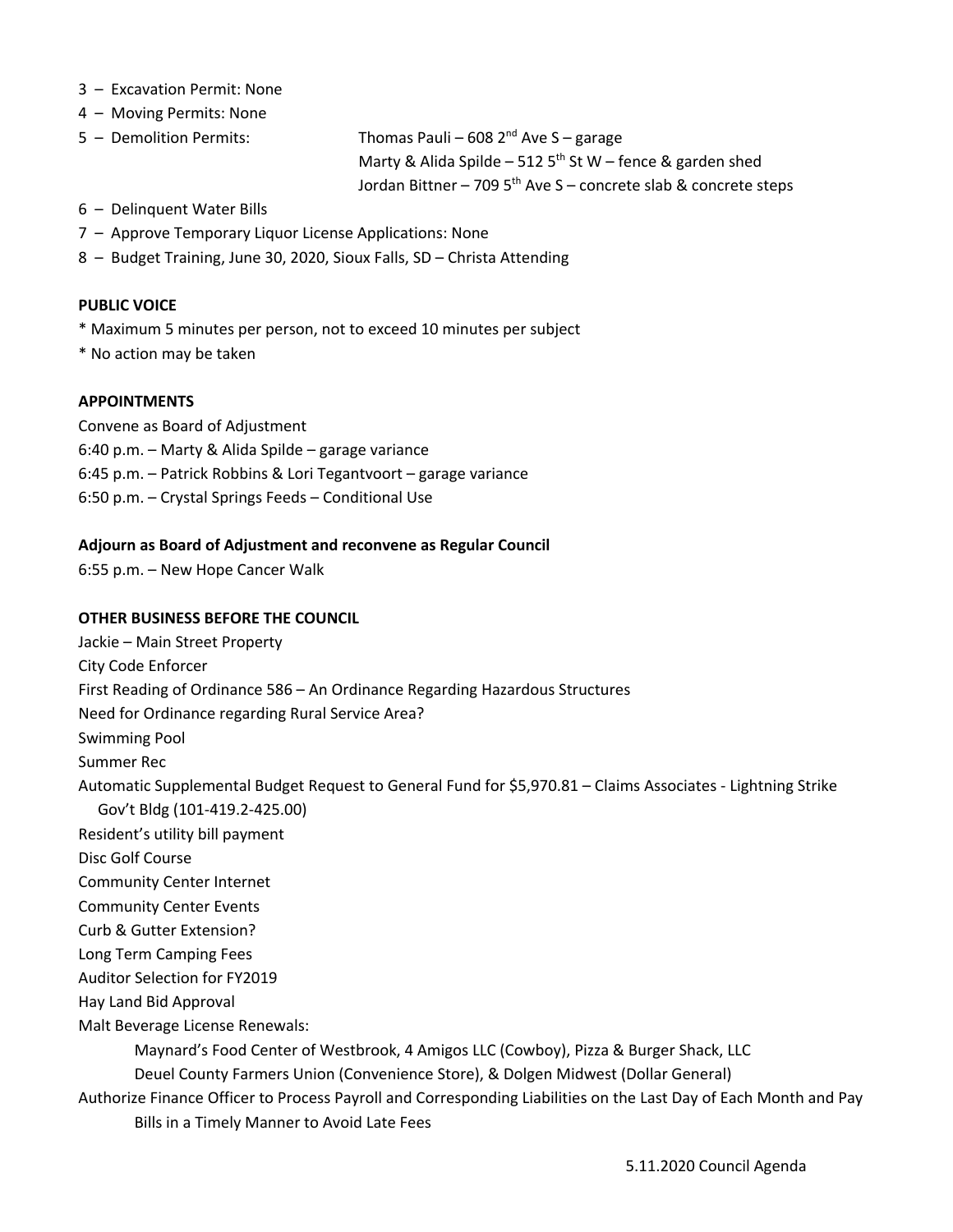3 – Excavation Permit: None

4 – Moving Permits: None

5 – Demolition Permits: Thomas Pauli – 608 2nd Ave S – garage
Marty & Alida Spilde – 512 5th St W – fence & garden shed
Jordan Bittner – 709 5th Ave S – concrete slab & concrete steps

6 – Delinquent Water Bills

7 – Approve Temporary Liquor License Applications: None

8 – Budget Training, June 30, 2020, Sioux Falls, SD – Christa Attending

**PUBLIC VOICE**

* Maximum 5 minutes per person, not to exceed 10 minutes per subject
* No action may be taken

**APPOINTMENTS**

Convene as Board of Adjustment

6:40 p.m. – Marty & Alida Spilde – garage variance

6:45 p.m. – Patrick Robbins & Lori Tegantvoort – garage variance

6:50 p.m. – Crystal Springs Feeds – Conditional Use

**Adjourn as Board of Adjustment and reconvene as Regular Council**

6:55 p.m. – New Hope Cancer Walk

**OTHER BUSINESS BEFORE THE COUNCIL**

Jackie – Main Street Property

City Code Enforcer

First Reading of Ordinance 586 – An Ordinance Regarding Hazardous Structures

Need for Ordinance regarding Rural Service Area?

Swimming Pool

Summer Rec

Automatic Supplemental Budget Request to General Fund for $5,970.81 – Claims Associates - Lightning Strike Gov't Bldg (101-419.2-425.00)

Resident's utility bill payment

Disc Golf Course

Community Center Internet

Community Center Events

Curb & Gutter Extension?

Long Term Camping Fees

Auditor Selection for FY2019

Hay Land Bid Approval

Malt Beverage License Renewals:
Maynard's Food Center of Westbrook, 4 Amigos LLC (Cowboy), Pizza & Burger Shack, LLC
Deuel County Farmers Union (Convenience Store), & Dolgen Midwest (Dollar General)

Authorize Finance Officer to Process Payroll and Corresponding Liabilities on the Last Day of Each Month and Pay Bills in a Timely Manner to Avoid Late Fees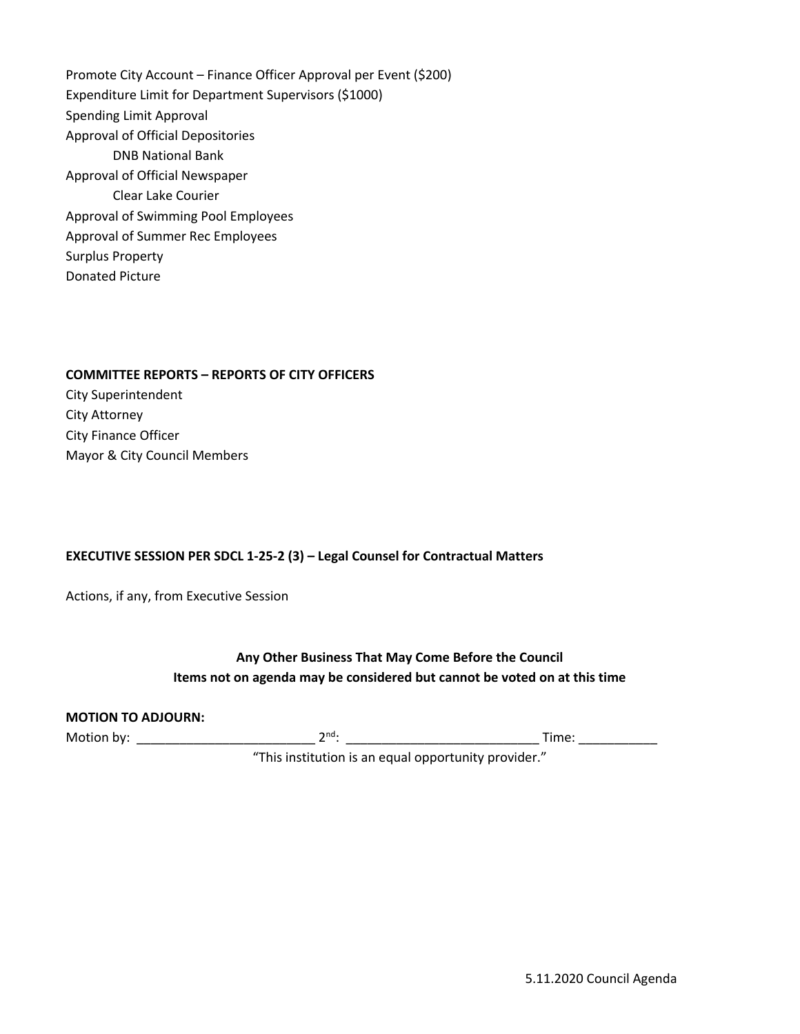Promote City Account – Finance Officer Approval per Event ($200)
Expenditure Limit for Department Supervisors ($1000)
Spending Limit Approval
Approval of Official Depositories
    DNB National Bank
Approval of Official Newspaper
    Clear Lake Courier
Approval of Swimming Pool Employees
Approval of Summer Rec Employees
Surplus Property
Donated Picture

**COMMITTEE REPORTS – REPORTS OF CITY OFFICERS**
City Superintendent
City Attorney
City Finance Officer
Mayor & City Council Members

**EXECUTIVE SESSION PER SDCL 1-25-2 (3) – Legal Counsel for Contractual Matters**

Actions, if any, from Executive Session

**Any Other Business That May Come Before the Council**
**Items not on agenda may be considered but cannot be voted on at this time**

**MOTION TO ADJOURN:**
Motion by: _________________________ 2nd: ___________________________ Time: ___________

"This institution is an equal opportunity provider."

5.11.2020 Council Agenda